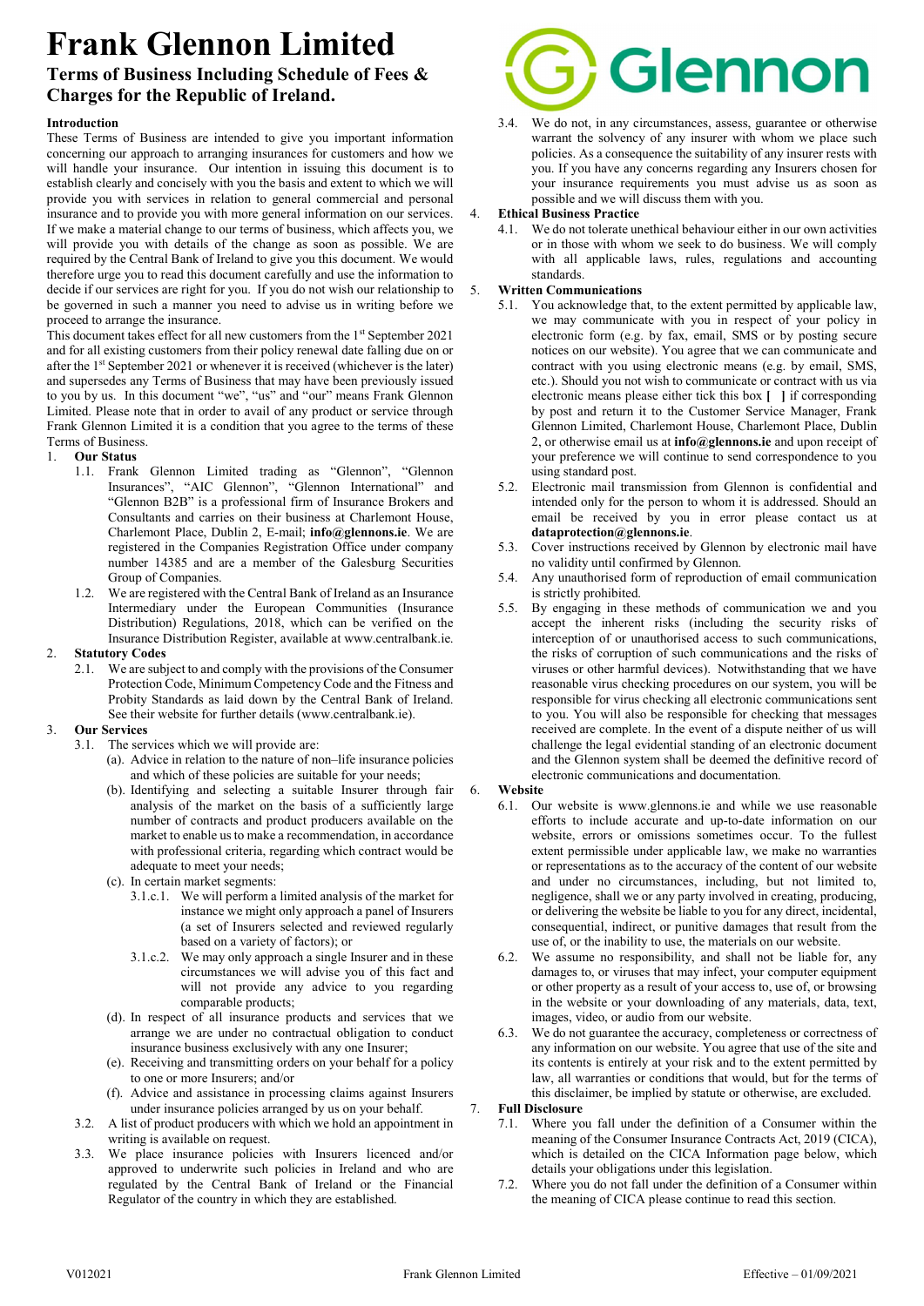# Frank Glennon Limited

## Terms of Business Including Schedule of Fees & Charges for the Republic of Ireland.

### Introduction

These Terms of Business are intended to give you important information concerning our approach to arranging insurances for customers and how we will handle your insurance. Our intention in issuing this document is to establish clearly and concisely with you the basis and extent to which we will provide you with services in relation to general commercial and personal insurance and to provide you with more general information on our services. If we make a material change to our terms of business, which affects you, we will provide you with details of the change as soon as possible. We are required by the Central Bank of Ireland to give you this document. We would therefore urge you to read this document carefully and use the information to decide if our services are right for you. If you do not wish our relationship to be governed in such a manner you need to advise us in writing before we proceed to arrange the insurance.

This document takes effect for all new customers from the 1st September 2021 and for all existing customers from their policy renewal date falling due on or after the 1st September 2021 or whenever it is received (whichever is the later) and supersedes any Terms of Business that may have been previously issued to you by us. In this document "we", "us" and "our" means Frank Glennon Limited. Please note that in order to avail of any product or service through Frank Glennon Limited it is a condition that you agree to the terms of these Terms of Business.

1. **Our Status**
   - 1.1. Frank Glennon Limited trading as "Glennon", "Glennon Insurances", "AIC Glennon", "Glennon International" and "Glennon B2B" is a professional firm of Insurance Brokers and Consultants and carries on their business at Charlemont House, Charlemont Place, Dublin 2, E-mail; **info@glennons.ie**. We are registered in the Companies Registration Office under company number 14385 and are a member of the Galesburg Securities Group of Companies.
   - 1.2. We are registered with the Central Bank of Ireland as an Insurance Intermediary under the European Communities (Insurance Distribution) Regulations, 2018, which can be verified on the Insurance Distribution Register, available at www.centralbank.ie.
2. **Statutory Codes**
   - 2.1. We are subject to and comply with the provisions of the Consumer Protection Code, Minimum Competency Code and the Fitness and Probity Standards as laid down by the Central Bank of Ireland. See their website for further details (www.centralbank.ie).
3. **Our Services**
   - 3.1. The services which we will provide are:
     - (a). Advice in relation to the nature of non–life insurance policies and which of these policies are suitable for your needs;
     - (b). Identifying and selecting a suitable Insurer through fair analysis of the market on the basis of a sufficiently large number of contracts and product producers available on the market to enable us to make a recommendation, in accordance with professional criteria, regarding which contract would be adequate to meet your needs;
     - (c). In certain market segments:
       - 3.1.c.1. We will perform a limited analysis of the market for instance we might only approach a panel of Insurers (a set of Insurers selected and reviewed regularly based on a variety of factors); or
       - 3.1.c.2. We may only approach a single Insurer and in these circumstances we will advise you of this fact and will not provide any advice to you regarding comparable products;
     - (d). In respect of all insurance products and services that we arrange we are under no contractual obligation to conduct insurance business exclusively with any one Insurer;
     - (e). Receiving and transmitting orders on your behalf for a policy to one or more Insurers; and/or
     - (f). Advice and assistance in processing claims against Insurers under insurance policies arranged by us on your behalf.
   - 3.2. A list of product producers with which we hold an appointment in writing is available on request.
   - 3.3. We place insurance policies with Insurers licenced and/or approved to underwrite such policies in Ireland and who are regulated by the Central Bank of Ireland or the Financial Regulator of the country in which they are established.
   - 3.4. We do not, in any circumstances, assess, guarantee or otherwise warrant the solvency of any insurer with whom we place such policies. As a consequence the suitability of any insurer rests with you. If you have any concerns regarding any Insurers chosen for your insurance requirements you must advise us as soon as possible and we will discuss them with you.
4. **Ethical Business Practice**
   - 4.1. We do not tolerate unethical behaviour either in our own activities or in those with whom we seek to do business. We will comply with all applicable laws, rules, regulations and accounting standards.
5. **Written Communications**
   - 5.1. You acknowledge that, to the extent permitted by applicable law, we may communicate with you in respect of your policy in electronic form (e.g. by fax, email, SMS or by posting secure notices on our website). You agree that we can communicate and contract with you using electronic means (e.g. by email, SMS, etc.). Should you not wish to communicate or contract with us via electronic means please either tick this box **[ ]** if corresponding by post and return it to the Customer Service Manager, Frank Glennon Limited, Charlemont House, Charlemont Place, Dublin 2, or otherwise email us at **info@glennons.ie** and upon receipt of your preference we will continue to send correspondence to you using standard post.
   - 5.2. Electronic mail transmission from Glennon is confidential and intended only for the person to whom it is addressed. Should an email be received by you in error please contact us at **dataprotection@glennons.ie**.
   - 5.3. Cover instructions received by Glennon by electronic mail have no validity until confirmed by Glennon.
   - 5.4. Any unauthorised form of reproduction of email communication is strictly prohibited.
   - 5.5. By engaging in these methods of communication we and you accept the inherent risks (including the security risks of interception of or unauthorised access to such communications, the risks of corruption of such communications and the risks of viruses or other harmful devices). Notwithstanding that we have reasonable virus checking procedures on our system, you will be responsible for virus checking all electronic communications sent to you. You will also be responsible for checking that messages received are complete. In the event of a dispute neither of us will challenge the legal evidential standing of an electronic document and the Glennon system shall be deemed the definitive record of electronic communications and documentation.
6. **Website**
   - 6.1. Our website is www.glennons.ie and while we use reasonable efforts to include accurate and up-to-date information on our website, errors or omissions sometimes occur. To the fullest extent permissible under applicable law, we make no warranties or representations as to the accuracy of the content of our website and under no circumstances, including, but not limited to, negligence, shall we or any party involved in creating, producing, or delivering the website be liable to you for any direct, incidental, consequential, indirect, or punitive damages that result from the use of, or the inability to use, the materials on our website.
   - 6.2. We assume no responsibility, and shall not be liable for, any damages to, or viruses that may infect, your computer equipment or other property as a result of your access to, use of, or browsing in the website or your downloading of any materials, data, text, images, video, or audio from our website.
   - 6.3. We do not guarantee the accuracy, completeness or correctness of any information on our website. You agree that use of the site and its contents is entirely at your risk and to the extent permitted by law, all warranties or conditions that would, but for the terms of this disclaimer, be implied by statute or otherwise, are excluded.
7. **Full Disclosure**
   - 7.1. Where you fall under the definition of a Consumer within the meaning of the Consumer Insurance Contracts Act, 2019 (CICA), which is detailed on the CICA Information page below, which details your obligations under this legislation.
   - 7.2. Where you do not fall under the definition of a Consumer within the meaning of CICA please continue to read this section.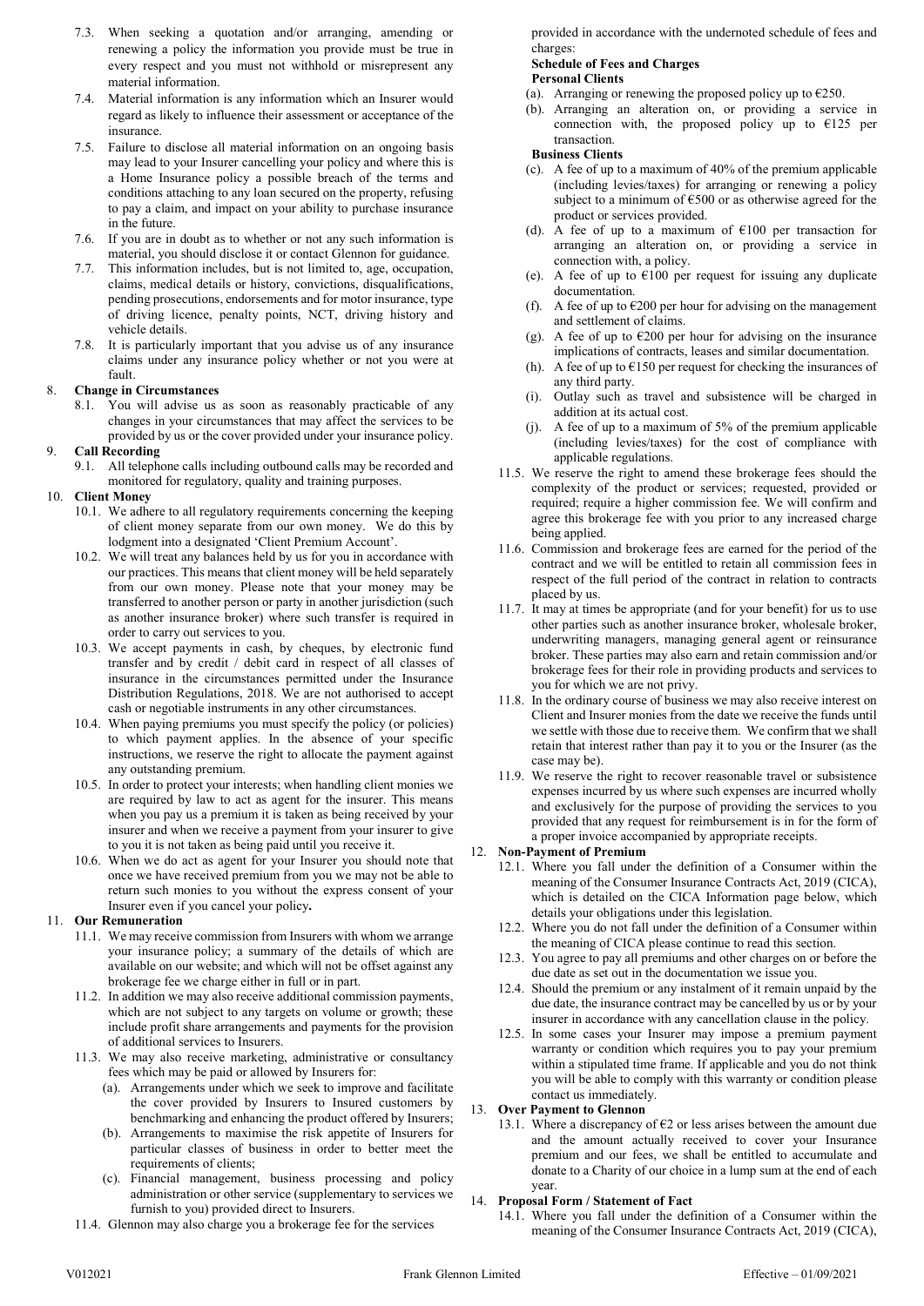7.3. When seeking a quotation and/or arranging, amending or renewing a policy the information you provide must be true in every respect and you must not withhold or misrepresent any material information.

7.4. Material information is any information which an Insurer would regard as likely to influence their assessment or acceptance of the insurance.

7.5. Failure to disclose all material information on an ongoing basis may lead to your Insurer cancelling your policy and where this is a Home Insurance policy a possible breach of the terms and conditions attaching to any loan secured on the property, refusing to pay a claim, and impact on your ability to purchase insurance in the future.

7.6. If you are in doubt as to whether or not any such information is material, you should disclose it or contact Glennon for guidance.

7.7. This information includes, but is not limited to, age, occupation, claims, medical details or history, convictions, disqualifications, pending prosecutions, endorsements and for motor insurance, type of driving licence, penalty points, NCT, driving history and vehicle details.

7.8. It is particularly important that you advise us of any insurance claims under any insurance policy whether or not you were at fault.

## 8. Change in Circumstances

8.1. You will advise us as soon as reasonably practicable of any changes in your circumstances that may affect the services to be provided by us or the cover provided under your insurance policy.

## 9. Call Recording

9.1. All telephone calls including outbound calls may be recorded and monitored for regulatory, quality and training purposes.

## 10. Client Money

10.1. We adhere to all regulatory requirements concerning the keeping of client money separate from our own money. We do this by lodgment into a designated 'Client Premium Account'.

10.2. We will treat any balances held by us for you in accordance with our practices. This means that client money will be held separately from our own money. Please note that your money may be transferred to another person or party in another jurisdiction (such as another insurance broker) where such transfer is required in order to carry out services to you.

10.3. We accept payments in cash, by cheques, by electronic fund transfer and by credit / debit card in respect of all classes of insurance in the circumstances permitted under the Insurance Distribution Regulations, 2018. We are not authorised to accept cash or negotiable instruments in any other circumstances.

10.4. When paying premiums you must specify the policy (or policies) to which payment applies. In the absence of your specific instructions, we reserve the right to allocate the payment against any outstanding premium.

10.5. In order to protect your interests; when handling client monies we are required by law to act as agent for the insurer. This means when you pay us a premium it is taken as being received by your insurer and when we receive a payment from your insurer to give to you it is not taken as being paid until you receive it.

10.6. When we do act as agent for your Insurer you should note that once we have received premium from you we may not be able to return such monies to you without the express consent of your Insurer even if you cancel your policy**.**

## 11. Our Remuneration

11.1. We may receive commission from Insurers with whom we arrange your insurance policy; a summary of the details of which are available on our website; and which will not be offset against any brokerage fee we charge either in full or in part.

11.2. In addition we may also receive additional commission payments, which are not subject to any targets on volume or growth; these include profit share arrangements and payments for the provision of additional services to Insurers.

11.3. We may also receive marketing, administrative or consultancy fees which may be paid or allowed by Insurers for:

(a). Arrangements under which we seek to improve and facilitate the cover provided by Insurers to Insured customers by benchmarking and enhancing the product offered by Insurers;

(b). Arrangements to maximise the risk appetite of Insurers for particular classes of business in order to better meet the requirements of clients;

(c). Financial management, business processing and policy administration or other service (supplementary to services we furnish to you) provided direct to Insurers.

11.4. Glennon may also charge you a brokerage fee for the services provided in accordance with the undernoted schedule of fees and charges:

**Schedule of Fees and Charges**

**Personal Clients**

(a). Arranging or renewing the proposed policy up to €250.

(b). Arranging an alteration on, or providing a service in connection with, the proposed policy up to €125 per transaction.

**Business Clients**

(c). A fee of up to a maximum of 40% of the premium applicable (including levies/taxes) for arranging or renewing a policy subject to a minimum of €500 or as otherwise agreed for the product or services provided.

(d). A fee of up to a maximum of €100 per transaction for arranging an alteration on, or providing a service in connection with, a policy.

(e). A fee of up to €100 per request for issuing any duplicate documentation.

(f). A fee of up to €200 per hour for advising on the management and settlement of claims.

(g). A fee of up to €200 per hour for advising on the insurance implications of contracts, leases and similar documentation.

(h). A fee of up to €150 per request for checking the insurances of any third party.

(i). Outlay such as travel and subsistence will be charged in addition at its actual cost.

(j). A fee of up to a maximum of 5% of the premium applicable (including levies/taxes) for the cost of compliance with applicable regulations.

11.5. We reserve the right to amend these brokerage fees should the complexity of the product or services; requested, provided or required; require a higher commission fee. We will confirm and agree this brokerage fee with you prior to any increased charge being applied.

11.6. Commission and brokerage fees are earned for the period of the contract and we will be entitled to retain all commission fees in respect of the full period of the contract in relation to contracts placed by us.

11.7. It may at times be appropriate (and for your benefit) for us to use other parties such as another insurance broker, wholesale broker, underwriting managers, managing general agent or reinsurance broker. These parties may also earn and retain commission and/or brokerage fees for their role in providing products and services to you for which we are not privy.

11.8. In the ordinary course of business we may also receive interest on Client and Insurer monies from the date we receive the funds until we settle with those due to receive them. We confirm that we shall retain that interest rather than pay it to you or the Insurer (as the case may be).

11.9. We reserve the right to recover reasonable travel or subsistence expenses incurred by us where such expenses are incurred wholly and exclusively for the purpose of providing the services to you provided that any request for reimbursement is in for the form of a proper invoice accompanied by appropriate receipts.

## 12. Non-Payment of Premium

12.1. Where you fall under the definition of a Consumer within the meaning of the Consumer Insurance Contracts Act, 2019 (CICA), which is detailed on the CICA Information page below, which details your obligations under this legislation.

12.2. Where you do not fall under the definition of a Consumer within the meaning of CICA please continue to read this section.

12.3. You agree to pay all premiums and other charges on or before the due date as set out in the documentation we issue you.

12.4. Should the premium or any instalment of it remain unpaid by the due date, the insurance contract may be cancelled by us or by your insurer in accordance with any cancellation clause in the policy.

12.5. In some cases your Insurer may impose a premium payment warranty or condition which requires you to pay your premium within a stipulated time frame. If applicable and you do not think you will be able to comply with this warranty or condition please contact us immediately.

## 13. Over Payment to Glennon

13.1. Where a discrepancy of €2 or less arises between the amount due and the amount actually received to cover your Insurance premium and our fees, we shall be entitled to accumulate and donate to a Charity of our choice in a lump sum at the end of each year.

## 14. Proposal Form / Statement of Fact

14.1. Where you fall under the definition of a Consumer within the meaning of the Consumer Insurance Contracts Act, 2019 (CICA),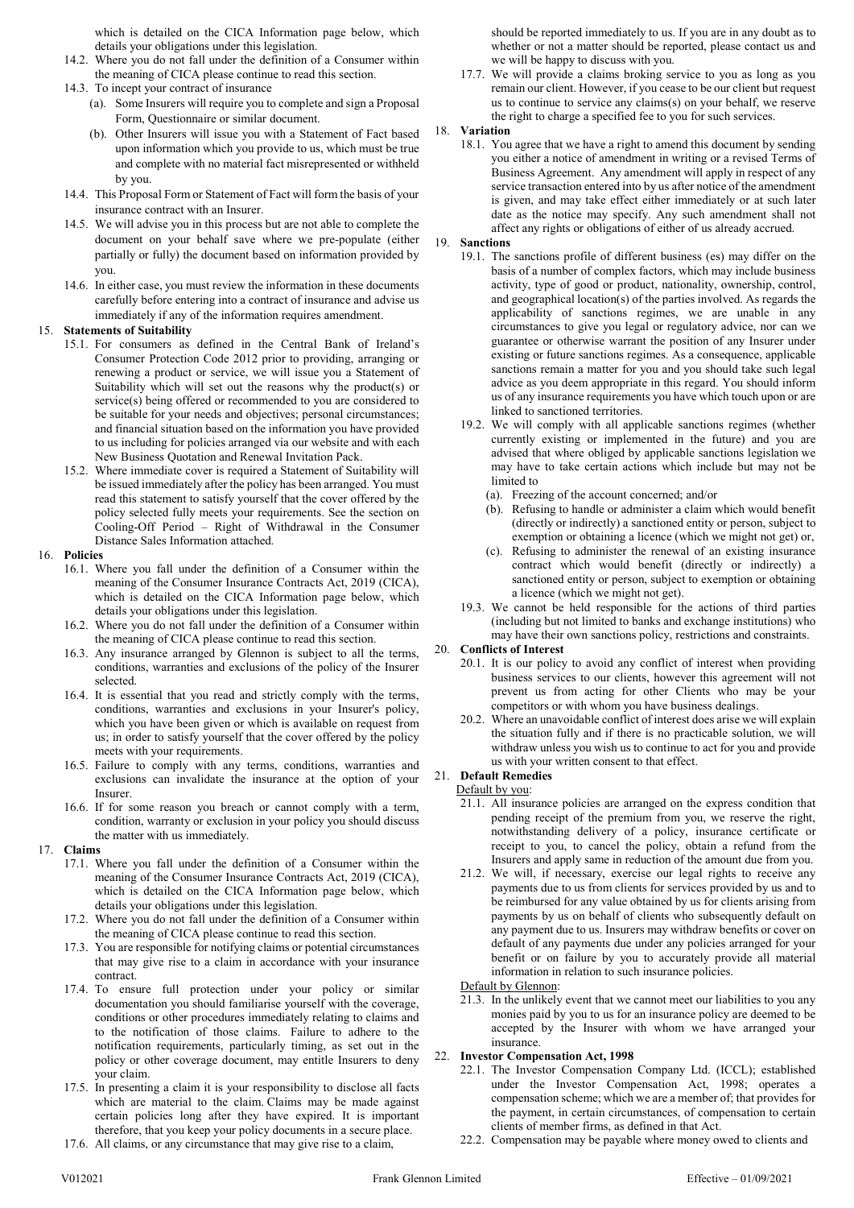which is detailed on the CICA Information page below, which details your obligations under this legislation.

14.2. Where you do not fall under the definition of a Consumer within the meaning of CICA please continue to read this section.

14.3. To incept your contract of insurance

(a). Some Insurers will require you to complete and sign a Proposal Form, Questionnaire or similar document.

(b). Other Insurers will issue you with a Statement of Fact based upon information which you provide to us, which must be true and complete with no material fact misrepresented or withheld by you.

14.4. This Proposal Form or Statement of Fact will form the basis of your insurance contract with an Insurer.

14.5. We will advise you in this process but are not able to complete the document on your behalf save where we pre-populate (either partially or fully) the document based on information provided by you.

14.6. In either case, you must review the information in these documents carefully before entering into a contract of insurance and advise us immediately if any of the information requires amendment.

15. **Statements of Suitability**

15.1. For consumers as defined in the Central Bank of Ireland's Consumer Protection Code 2012 prior to providing, arranging or renewing a product or service, we will issue you a Statement of Suitability which will set out the reasons why the product(s) or service(s) being offered or recommended to you are considered to be suitable for your needs and objectives; personal circumstances; and financial situation based on the information you have provided to us including for policies arranged via our website and with each New Business Quotation and Renewal Invitation Pack.

15.2. Where immediate cover is required a Statement of Suitability will be issued immediately after the policy has been arranged. You must read this statement to satisfy yourself that the cover offered by the policy selected fully meets your requirements. See the section on Cooling-Off Period – Right of Withdrawal in the Consumer Distance Sales Information attached.

16. **Policies**

16.1. Where you fall under the definition of a Consumer within the meaning of the Consumer Insurance Contracts Act, 2019 (CICA), which is detailed on the CICA Information page below, which details your obligations under this legislation.

16.2. Where you do not fall under the definition of a Consumer within the meaning of CICA please continue to read this section.

16.3. Any insurance arranged by Glennon is subject to all the terms, conditions, warranties and exclusions of the policy of the Insurer selected.

16.4. It is essential that you read and strictly comply with the terms, conditions, warranties and exclusions in your Insurer's policy, which you have been given or which is available on request from us; in order to satisfy yourself that the cover offered by the policy meets with your requirements.

16.5. Failure to comply with any terms, conditions, warranties and exclusions can invalidate the insurance at the option of your Insurer.

16.6. If for some reason you breach or cannot comply with a term, condition, warranty or exclusion in your policy you should discuss the matter with us immediately.

17. **Claims**

17.1. Where you fall under the definition of a Consumer within the meaning of the Consumer Insurance Contracts Act, 2019 (CICA), which is detailed on the CICA Information page below, which details your obligations under this legislation.

17.2. Where you do not fall under the definition of a Consumer within the meaning of CICA please continue to read this section.

17.3. You are responsible for notifying claims or potential circumstances that may give rise to a claim in accordance with your insurance contract.

17.4. To ensure full protection under your policy or similar documentation you should familiarise yourself with the coverage, conditions or other procedures immediately relating to claims and to the notification of those claims. Failure to adhere to the notification requirements, particularly timing, as set out in the policy or other coverage document, may entitle Insurers to deny your claim.

17.5. In presenting a claim it is your responsibility to disclose all facts which are material to the claim. Claims may be made against certain policies long after they have expired. It is important therefore, that you keep your policy documents in a secure place.

17.6. All claims, or any circumstance that may give rise to a claim, should be reported immediately to us. If you are in any doubt as to whether or not a matter should be reported, please contact us and we will be happy to discuss with you.

17.7. We will provide a claims broking service to you as long as you remain our client. However, if you cease to be our client but request us to continue to service any claims(s) on your behalf, we reserve the right to charge a specified fee to you for such services.

18. **Variation**

18.1. You agree that we have a right to amend this document by sending you either a notice of amendment in writing or a revised Terms of Business Agreement. Any amendment will apply in respect of any service transaction entered into by us after notice of the amendment is given, and may take effect either immediately or at such later date as the notice may specify. Any such amendment shall not affect any rights or obligations of either of us already accrued.

19. **Sanctions**

19.1. The sanctions profile of different business (es) may differ on the basis of a number of complex factors, which may include business activity, type of good or product, nationality, ownership, control, and geographical location(s) of the parties involved. As regards the applicability of sanctions regimes, we are unable in any circumstances to give you legal or regulatory advice, nor can we guarantee or otherwise warrant the position of any Insurer under existing or future sanctions regimes. As a consequence, applicable sanctions remain a matter for you and you should take such legal advice as you deem appropriate in this regard. You should inform us of any insurance requirements you have which touch upon or are linked to sanctioned territories.

19.2. We will comply with all applicable sanctions regimes (whether currently existing or implemented in the future) and you are advised that where obliged by applicable sanctions legislation we may have to take certain actions which include but may not be limited to

(a). Freezing of the account concerned; and/or

(b). Refusing to handle or administer a claim which would benefit (directly or indirectly) a sanctioned entity or person, subject to exemption or obtaining a licence (which we might not get) or,

(c). Refusing to administer the renewal of an existing insurance contract which would benefit (directly or indirectly) a sanctioned entity or person, subject to exemption or obtaining a licence (which we might not get).

19.3. We cannot be held responsible for the actions of third parties (including but not limited to banks and exchange institutions) who may have their own sanctions policy, restrictions and constraints.

20. **Conflicts of Interest**

20.1. It is our policy to avoid any conflict of interest when providing business services to our clients, however this agreement will not prevent us from acting for other Clients who may be your competitors or with whom you have business dealings.

20.2. Where an unavoidable conflict of interest does arise we will explain the situation fully and if there is no practicable solution, we will withdraw unless you wish us to continue to act for you and provide us with your written consent to that effect.

21. **Default Remedies**

Default by you:

21.1. All insurance policies are arranged on the express condition that pending receipt of the premium from you, we reserve the right, notwithstanding delivery of a policy, insurance certificate or receipt to you, to cancel the policy, obtain a refund from the Insurers and apply same in reduction of the amount due from you.

21.2. We will, if necessary, exercise our legal rights to receive any payments due to us from clients for services provided by us and to be reimbursed for any value obtained by us for clients arising from payments by us on behalf of clients who subsequently default on any payment due to us. Insurers may withdraw benefits or cover on default of any payments due under any policies arranged for your benefit or on failure by you to accurately provide all material information in relation to such insurance policies.

Default by Glennon:

21.3. In the unlikely event that we cannot meet our liabilities to you any monies paid by you to us for an insurance policy are deemed to be accepted by the Insurer with whom we have arranged your insurance.

22. **Investor Compensation Act, 1998**

22.1. The Investor Compensation Company Ltd. (ICCL); established under the Investor Compensation Act, 1998; operates a compensation scheme; which we are a member of; that provides for the payment, in certain circumstances, of compensation to certain clients of member firms, as defined in that Act.

22.2. Compensation may be payable where money owed to clients and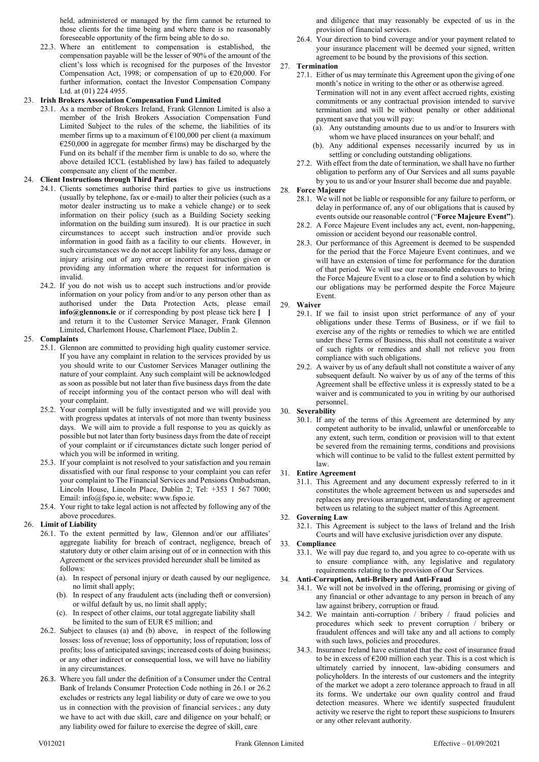held, administered or managed by the firm cannot be returned to those clients for the time being and where there is no reasonably foreseeable opportunity of the firm being able to do so.

22.3. Where an entitlement to compensation is established, the compensation payable will be the lesser of 90% of the amount of the client's loss which is recognised for the purposes of the Investor Compensation Act, 1998; or compensation of up to €20,000. For further information, contact the Investor Compensation Company Ltd. at (01) 224 4955.

23. **Irish Brokers Association Compensation Fund Limited**

23.1. As a member of Brokers Ireland, Frank Glennon Limited is also a member of the Irish Brokers Association Compensation Fund Limited Subject to the rules of the scheme, the liabilities of its member firms up to a maximum of €100,000 per client (a maximum €250,000 in aggregate for member firms) may be discharged by the Fund on its behalf if the member firm is unable to do so, where the above detailed ICCL (established by law) has failed to adequately compensate any client of the member.

24. **Client Instructions through Third Parties**

24.1. Clients sometimes authorise third parties to give us instructions (usually by telephone, fax or e-mail) to alter their policies (such as a motor dealer instructing us to make a vehicle change) or to seek information on their policy (such as a Building Society seeking information on the building sum insured). It is our practice in such circumstances to accept such instruction and/or provide such information in good faith as a facility to our clients. However, in such circumstances we do not accept liability for any loss, damage or injury arising out of any error or incorrect instruction given or providing any information where the request for information is invalid.

24.2. If you do not wish us to accept such instructions and/or provide information on your policy from and/or to any person other than as authorised under the Data Protection Acts, please email **info@glennons.ie** or if corresponding by post please tick here **[ ]** and return it to the Customer Service Manager, Frank Glennon Limited, Charlemont House, Charlemont Place, Dublin 2.

25. **Complaints**

25.1. Glennon are committed to providing high quality customer service. If you have any complaint in relation to the services provided by us you should write to our Customer Services Manager outlining the nature of your complaint. Any such complaint will be acknowledged as soon as possible but not later than five business days from the date of receipt informing you of the contact person who will deal with your complaint.

25.2. Your complaint will be fully investigated and we will provide you with progress updates at intervals of not more than twenty business days. We will aim to provide a full response to you as quickly as possible but not later than forty business days from the date of receipt of your complaint or if circumstances dictate such longer period of which you will be informed in writing.

25.3. If your complaint is not resolved to your satisfaction and you remain dissatisfied with our final response to your complaint you can refer your complaint to The Financial Services and Pensions Ombudsman, Lincoln House, Lincoln Place, Dublin 2; Tel: +353 1 567 7000; Email: info@fspo.ie, website: www.fspo.ie.

25.4. Your right to take legal action is not affected by following any of the above procedures.

26. **Limit of Liability**

26.1. To the extent permitted by law, Glennon and/or our affiliates' aggregate liability for breach of contract, negligence, breach of statutory duty or other claim arising out of or in connection with this Agreement or the services provided hereunder shall be limited as follows:

(a). In respect of personal injury or death caused by our negligence, no limit shall apply;

(b). In respect of any fraudulent acts (including theft or conversion) or wilful default by us, no limit shall apply;

(c). In respect of other claims, our total aggregate liability shall be limited to the sum of EUR €5 million; and

26.2. Subject to clauses (a) and (b) above, in respect of the following losses: loss of revenue; loss of opportunity; loss of reputation; loss of profits; loss of anticipated savings; increased costs of doing business; or any other indirect or consequential loss, we will have no liability in any circumstances.

26.3. Where you fall under the definition of a Consumer under the Central Bank of Irelands Consumer Protection Code nothing in 26.1 or 26.2 excludes or restricts any legal liability or duty of care we owe to you us in connection with the provision of financial services.; any duty we have to act with due skill, care and diligence on your behalf; or any liability owed for failure to exercise the degree of skill, care and diligence that may reasonably be expected of us in the provision of financial services.

26.4. Your direction to bind coverage and/or your payment related to your insurance placement will be deemed your signed, written agreement to be bound by the provisions of this section.

27. **Termination**

27.1. Either of us may terminate this Agreement upon the giving of one month's notice in writing to the other or as otherwise agreed. Termination will not in any event affect accrued rights, existing commitments or any contractual provision intended to survive termination and will be without penalty or other additional payment save that you will pay:

(a). Any outstanding amounts due to us and/or to Insurers with whom we have placed insurances on your behalf; and

(b). Any additional expenses necessarily incurred by us in settling or concluding outstanding obligations.

27.2. With effect from the date of termination, we shall have no further obligation to perform any of Our Services and all sums payable by you to us and/or your Insurer shall become due and payable.

28. **Force Majeure**

28.1. We will not be liable or responsible for any failure to perform, or delay in performance of, any of our obligations that is caused by events outside our reasonable control ("**Force Majeure Event"**).

28.2. A Force Majeure Event includes any act, event, non-happening, omission or accident beyond our reasonable control.

28.3. Our performance of this Agreement is deemed to be suspended for the period that the Force Majeure Event continues, and we will have an extension of time for performance for the duration of that period. We will use our reasonable endeavours to bring the Force Majeure Event to a close or to find a solution by which our obligations may be performed despite the Force Majeure Event.

29. **Waiver**

29.1. If we fail to insist upon strict performance of any of your obligations under these Terms of Business, or if we fail to exercise any of the rights or remedies to which we are entitled under these Terms of Business, this shall not constitute a waiver of such rights or remedies and shall not relieve you from compliance with such obligations.

29.2. A waiver by us of any default shall not constitute a waiver of any subsequent default. No waiver by us of any of the terms of this Agreement shall be effective unless it is expressly stated to be a waiver and is communicated to you in writing by our authorised personnel.

30. **Severability**

30.1. If any of the terms of this Agreement are determined by any competent authority to be invalid, unlawful or unenforceable to any extent, such term, condition or provision will to that extent be severed from the remaining terms, conditions and provisions which will continue to be valid to the fullest extent permitted by law.

31. **Entire Agreement**

31.1. This Agreement and any document expressly referred to in it constitutes the whole agreement between us and supersedes and replaces any previous arrangement, understanding or agreement between us relating to the subject matter of this Agreement.

32. **Governing Law**

32.1. This Agreement is subject to the laws of Ireland and the Irish Courts and will have exclusive jurisdiction over any dispute.

33. **Compliance**

33.1. We will pay due regard to, and you agree to co-operate with us to ensure compliance with, any legislative and regulatory requirements relating to the provision of Our Services.

34. **Anti-Corruption, Anti-Bribery and Anti-Fraud**

34.1. We will not be involved in the offering, promising or giving of any financial or other advantage to any person in breach of any law against bribery, corruption or fraud.

34.2. We maintain anti-corruption / bribery / fraud policies and procedures which seek to prevent corruption / bribery or fraudulent offences and will take any and all actions to comply with such laws, policies and procedures.

34.3. Insurance Ireland have estimated that the cost of insurance fraud to be in excess of €200 million each year. This is a cost which is ultimately carried by innocent, law-abiding consumers and policyholders. In the interests of our customers and the integrity of the market we adopt a zero tolerance approach to fraud in all its forms. We undertake our own quality control and fraud detection measures. Where we identify suspected fraudulent activity we reserve the right to report these suspicions to Insurers or any other relevant authority.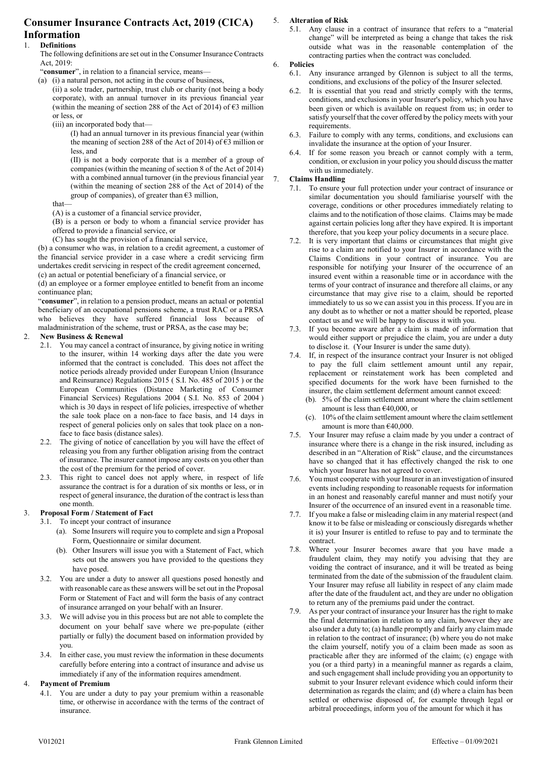# Consumer Insurance Contracts Act, 2019 (CICA) Information

1. **Definitions**

   The following definitions are set out in the Consumer Insurance Contracts Act, 2019:

   "**consumer**", in relation to a financial service, means—

   (a) (i) a natural person, not acting in the course of business,

   (ii) a sole trader, partnership, trust club or charity (not being a body corporate), with an annual turnover in its previous financial year (within the meaning of section 288 of the Act of 2014) of €3 million or less, or

   (iii) an incorporated body that—

   (I) had an annual turnover in its previous financial year (within the meaning of section 288 of the Act of 2014) of €3 million or less, and

   (II) is not a body corporate that is a member of a group of companies (within the meaning of section 8 of the Act of 2014) with a combined annual turnover (in the previous financial year (within the meaning of section 288 of the Act of 2014) of the group of companies), of greater than €3 million,

   that—

   (A) is a customer of a financial service provider,

   (B) is a person or body to whom a financial service provider has offered to provide a financial service, or

   (C) has sought the provision of a financial service,

   (b) a consumer who was, in relation to a credit agreement, a customer of the financial service provider in a case where a credit servicing firm undertakes credit servicing in respect of the credit agreement concerned,

   (c) an actual or potential beneficiary of a financial service, or

   (d) an employee or a former employee entitled to benefit from an income continuance plan;

   "**consumer**", in relation to a pension product, means an actual or potential beneficiary of an occupational pensions scheme, a trust RAC or a PRSA who believes they have suffered financial loss because of maladministration of the scheme, trust or PRSA, as the case may be;

2. **New Business & Renewal**
   - 2.1. You may cancel a contract of insurance, by giving notice in writing to the insurer, within 14 working days after the date you were informed that the contract is concluded. This does not affect the notice periods already provided under European Union (Insurance and Reinsurance) Regulations 2015 ( S.I. No. 485 of 2015 ) or the European Communities (Distance Marketing of Consumer Financial Services) Regulations 2004 ( S.I. No. 853 of 2004 ) which is 30 days in respect of life policies, irrespective of whether the sale took place on a non-face to face basis, and 14 days in respect of general policies only on sales that took place on a non-face to face basis (distance sales).
   - 2.2. The giving of notice of cancellation by you will have the effect of releasing you from any further obligation arising from the contract of insurance. The insurer cannot impose any costs on you other than the cost of the premium for the period of cover.
   - 2.3. This right to cancel does not apply where, in respect of life assurance the contract is for a duration of six months or less, or in respect of general insurance, the duration of the contract is less than one month.

3. **Proposal Form / Statement of Fact**
   - 3.1. To incept your contract of insurance
     - (a). Some Insurers will require you to complete and sign a Proposal Form, Questionnaire or similar document.
     - (b). Other Insurers will issue you with a Statement of Fact, which sets out the answers you have provided to the questions they have posed.
   - 3.2. You are under a duty to answer all questions posed honestly and with reasonable care as these answers will be set out in the Proposal Form or Statement of Fact and will form the basis of any contract of insurance arranged on your behalf with an Insurer.
   - 3.3. We will advise you in this process but are not able to complete the document on your behalf save where we pre-populate (either partially or fully) the document based on information provided by you.
   - 3.4. In either case, you must review the information in these documents carefully before entering into a contract of insurance and advise us immediately if any of the information requires amendment.

4. **Payment of Premium**
   - 4.1. You are under a duty to pay your premium within a reasonable time, or otherwise in accordance with the terms of the contract of insurance.

5. **Alteration of Risk**
   - 5.1. Any clause in a contract of insurance that refers to a "material change" will be interpreted as being a change that takes the risk outside what was in the reasonable contemplation of the contracting parties when the contract was concluded.

6. **Policies**
   - 6.1. Any insurance arranged by Glennon is subject to all the terms, conditions, and exclusions of the policy of the Insurer selected.
   - 6.2. It is essential that you read and strictly comply with the terms, conditions, and exclusions in your Insurer's policy, which you have been given or which is available on request from us; in order to satisfy yourself that the cover offered by the policy meets with your requirements.
   - 6.3. Failure to comply with any terms, conditions, and exclusions can invalidate the insurance at the option of your Insurer.
   - 6.4. If for some reason you breach or cannot comply with a term, condition, or exclusion in your policy you should discuss the matter with us immediately.

7. **Claims Handling**
   - 7.1. To ensure your full protection under your contract of insurance or similar documentation you should familiarise yourself with the coverage, conditions or other procedures immediately relating to claims and to the notification of those claims. Claims may be made against certain policies long after they have expired. It is important therefore, that you keep your policy documents in a secure place.
   - 7.2. It is very important that claims or circumstances that might give rise to a claim are notified to your Insurer in accordance with the Claims Conditions in your contract of insurance. You are responsible for notifying your Insurer of the occurrence of an insured event within a reasonable time or in accordance with the terms of your contract of insurance and therefore all claims, or any circumstance that may give rise to a claim, should be reported immediately to us so we can assist you in this process. If you are in any doubt as to whether or not a matter should be reported, please contact us and we will be happy to discuss it with you.
   - 7.3. If you become aware after a claim is made of information that would either support or prejudice the claim, you are under a duty to disclose it. (Your Insurer is under the same duty).
   - 7.4. If, in respect of the insurance contract your Insurer is not obliged to pay the full claim settlement amount until any repair, replacement or reinstatement work has been completed and specified documents for the work have been furnished to the insurer, the claim settlement deferment amount cannot exceed:
     - (b). 5% of the claim settlement amount where the claim settlement amount is less than €40,000, or
     - (c). 10% of the claim settlement amount where the claim settlement amount is more than €40,000.
   - 7.5. Your Insurer may refuse a claim made by you under a contract of insurance where there is a change in the risk insured, including as described in an "Alteration of Risk" clause, and the circumstances have so changed that it has effectively changed the risk to one which your Insurer has not agreed to cover.
   - 7.6. You must cooperate with your Insurer in an investigation of insured events including responding to reasonable requests for information in an honest and reasonably careful manner and must notify your Insurer of the occurrence of an insured event in a reasonable time.
   - 7.7. If you make a false or misleading claim in any material respect (and know it to be false or misleading or consciously disregards whether it is) your Insurer is entitled to refuse to pay and to terminate the contract.
   - 7.8. Where your Insurer becomes aware that you have made a fraudulent claim, they may notify you advising that they are voiding the contract of insurance, and it will be treated as being terminated from the date of the submission of the fraudulent claim. Your Insurer may refuse all liability in respect of any claim made after the date of the fraudulent act, and they are under no obligation to return any of the premiums paid under the contract.
   - 7.9. As per your contract of insurance your Insurer has the right to make the final determination in relation to any claim, however they are also under a duty to; (a) handle promptly and fairly any claim made in relation to the contract of insurance; (b) where you do not make the claim yourself, notify you of a claim been made as soon as practicable after they are informed of the claim; (c) engage with you (or a third party) in a meaningful manner as regards a claim, and such engagement shall include providing you an opportunity to submit to your Insurer relevant evidence which could inform their determination as regards the claim; and (d) where a claim has been settled or otherwise disposed of, for example through legal or arbitral proceedings, inform you of the amount for which it has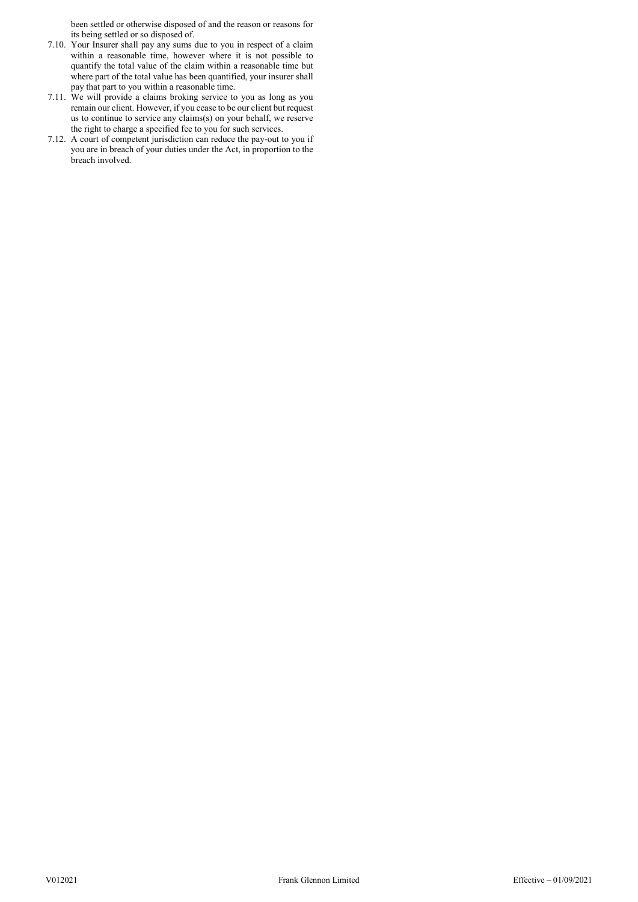been settled or otherwise disposed of and the reason or reasons for its being settled or so disposed of.

7.10. Your Insurer shall pay any sums due to you in respect of a claim within a reasonable time, however where it is not possible to quantify the total value of the claim within a reasonable time but where part of the total value has been quantified, your insurer shall pay that part to you within a reasonable time.

7.11. We will provide a claims broking service to you as long as you remain our client. However, if you cease to be our client but request us to continue to service any claims(s) on your behalf, we reserve the right to charge a specified fee to you for such services.

7.12. A court of competent jurisdiction can reduce the pay-out to you if you are in breach of your duties under the Act, in proportion to the breach involved.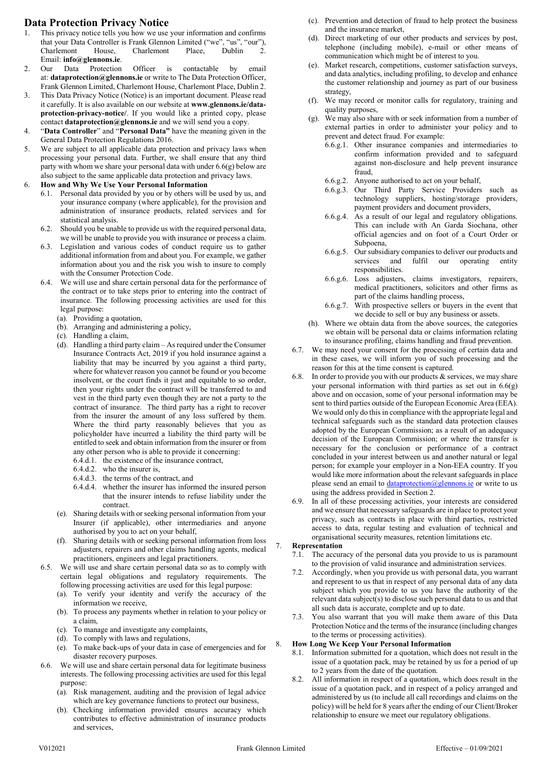# Data Protection Privacy Notice

1. This privacy notice tells you how we use your information and confirms that your Data Controller is Frank Glennon Limited ("we", "us", "our"), Charlemont House, Charlemont Place, Dublin 2. Email: **info@glennons.ie**.
2. Our Data Protection Officer is contactable by email at: **dataprotection@glennons.ie** or write to The Data Protection Officer, Frank Glennon Limited, Charlemont House, Charlemont Place, Dublin 2.
3. This Data Privacy Notice (Notice) is an important document. Please read it carefully. It is also available on our website at **www.glennons.ie/data-protection-privacy-notice/**. If you would like a printed copy, please contact **dataprotection@glennons.ie** and we will send you a copy.
4. "**Data Controller**" and "**Personal Data"** have the meaning given in the General Data Protection Regulations 2016.
5. We are subject to all applicable data protection and privacy laws when processing your personal data. Further, we shall ensure that any third party with whom we share your personal data with under 6.6(g) below are also subject to the same applicable data protection and privacy laws.
6. **How and Why We Use Your Personal Information**
   - 6.1. Personal data provided by you or by others will be used by us, and your insurance company (where applicable), for the provision and administration of insurance products, related services and for statistical analysis.
   - 6.2. Should you be unable to provide us with the required personal data, we will be unable to provide you with insurance or process a claim.
   - 6.3. Legislation and various codes of conduct require us to gather additional information from and about you. For example, we gather information about you and the risk you wish to insure to comply with the Consumer Protection Code.
   - 6.4. We will use and share certain personal data for the performance of the contract or to take steps prior to entering into the contract of insurance. The following processing activities are used for this legal purpose:
     - (a). Providing a quotation,
     - (b). Arranging and administering a policy,
     - (c). Handling a claim,
     - (d). Handling a third party claim – As required under the Consumer Insurance Contracts Act, 2019 if you hold insurance against a liability that may be incurred by you against a third party, where for whatever reason you cannot be found or you become insolvent, or the court finds it just and equitable to so order, then your rights under the contract will be transferred to and vest in the third party even though they are not a party to the contract of insurance. The third party has a right to recover from the insurer the amount of any loss suffered by them. Where the third party reasonably believes that you as policyholder have incurred a liability the third party will be entitled to seek and obtain information from the insurer or from any other person who is able to provide it concerning:
       - 6.4.d.1. the existence of the insurance contract,
       - 6.4.d.2. who the insurer is,
       - 6.4.d.3. the terms of the contract, and
       - 6.4.d.4. whether the insurer has informed the insured person that the insurer intends to refuse liability under the contract.
     - (e). Sharing details with or seeking personal information from your Insurer (if applicable), other intermediaries and anyone authorised by you to act on your behalf,
     - (f). Sharing details with or seeking personal information from loss adjusters, repairers and other claims handling agents, medical practitioners, engineers and legal practitioners.
   - 6.5. We will use and share certain personal data so as to comply with certain legal obligations and regulatory requirements. The following processing activities are used for this legal purpose:
     - (a). To verify your identity and verify the accuracy of the information we receive,
     - (b). To process any payments whether in relation to your policy or a claim,
     - (c). To manage and investigate any complaints,
     - (d). To comply with laws and regulations,
     - (e). To make back-ups of your data in case of emergencies and for disaster recovery purposes.
   - 6.6. We will use and share certain personal data for legitimate business interests. The following processing activities are used for this legal purpose:
     - (a). Risk management, auditing and the provision of legal advice which are key governance functions to protect our business,
     - (b). Checking information provided ensures accuracy which contributes to effective administration of insurance products and services,
     - (c). Prevention and detection of fraud to help protect the business and the insurance market,
     - (d). Direct marketing of our other products and services by post, telephone (including mobile), e-mail or other means of communication which might be of interest to you.
     - (e). Market research, competitions, customer satisfaction surveys, and data analytics, including profiling, to develop and enhance the customer relationship and journey as part of our business strategy,
     - (f). We may record or monitor calls for regulatory, training and quality purposes,
     - (g). We may also share with or seek information from a number of external parties in order to administer your policy and to prevent and detect fraud. For example:
       - 6.6.g.1. Other insurance companies and intermediaries to confirm information provided and to safeguard against non-disclosure and help prevent insurance fraud,
       - 6.6.g.2. Anyone authorised to act on your behalf,
       - 6.6.g.3. Our Third Party Service Providers such as technology suppliers, hosting/storage providers, payment providers and document providers,
       - 6.6.g.4. As a result of our legal and regulatory obligations. This can include with An Garda Siochana, other official agencies and on foot of a Court Order or Subpoena,
       - 6.6.g.5. Our subsidiary companies to deliver our products and services and fulfil our operating entity responsibilities.
       - 6.6.g.6. Loss adjusters, claims investigators, repairers, medical practitioners, solicitors and other firms as part of the claims handling process,
       - 6.6.g.7. With prospective sellers or buyers in the event that we decide to sell or buy any business or assets.
     - (h). Where we obtain data from the above sources, the categories we obtain will be personal data or claims information relating to insurance profiling, claims handling and fraud prevention.
   - 6.7. We may need your consent for the processing of certain data and in these cases, we will inform you of such processing and the reason for this at the time consent is captured.
   - 6.8. In order to provide you with our products & services, we may share your personal information with third parties as set out in 6.6(g) above and on occasion, some of your personal information may be sent to third parties outside of the European Economic Area (EEA). We would only do this in compliance with the appropriate legal and technical safeguards such as the standard data protection clauses adopted by the European Commission; as a result of an adequacy decision of the European Commission; or where the transfer is necessary for the conclusion or performance of a contract concluded in your interest between us and another natural or legal person; for example your employer in a Non-EEA country. If you would like more information about the relevant safeguards in place please send an email to dataprotection@glennons.ie or write to us using the address provided in Section 2.
   - 6.9. In all of these processing activities, your interests are considered and we ensure that necessary safeguards are in place to protect your privacy, such as contracts in place with third parties, restricted access to data, regular testing and evaluation of technical and organisational security measures, retention limitations etc.
7. **Representation**
   - 7.1. The accuracy of the personal data you provide to us is paramount to the provision of valid insurance and administration services.
   - 7.2. Accordingly, when you provide us with personal data, you warrant and represent to us that in respect of any personal data of any data subject which you provide to us you have the authority of the relevant data subject(s) to disclose such personal data to us and that all such data is accurate, complete and up to date.
   - 7.3. You also warrant that you will make them aware of this Data Protection Notice and the terms of the insurance (including changes to the terms or processing activities).
8. **How Long We Keep Your Personal Information**
   - 8.1. Information submitted for a quotation, which does not result in the issue of a quotation pack, may be retained by us for a period of up to 2 years from the date of the quotation.
   - 8.2. All information in respect of a quotation, which does result in the issue of a quotation pack, and in respect of a policy arranged and administered by us (to include all call recordings and claims on the policy) will be held for 8 years after the ending of our Client/Broker relationship to ensure we meet our regulatory obligations.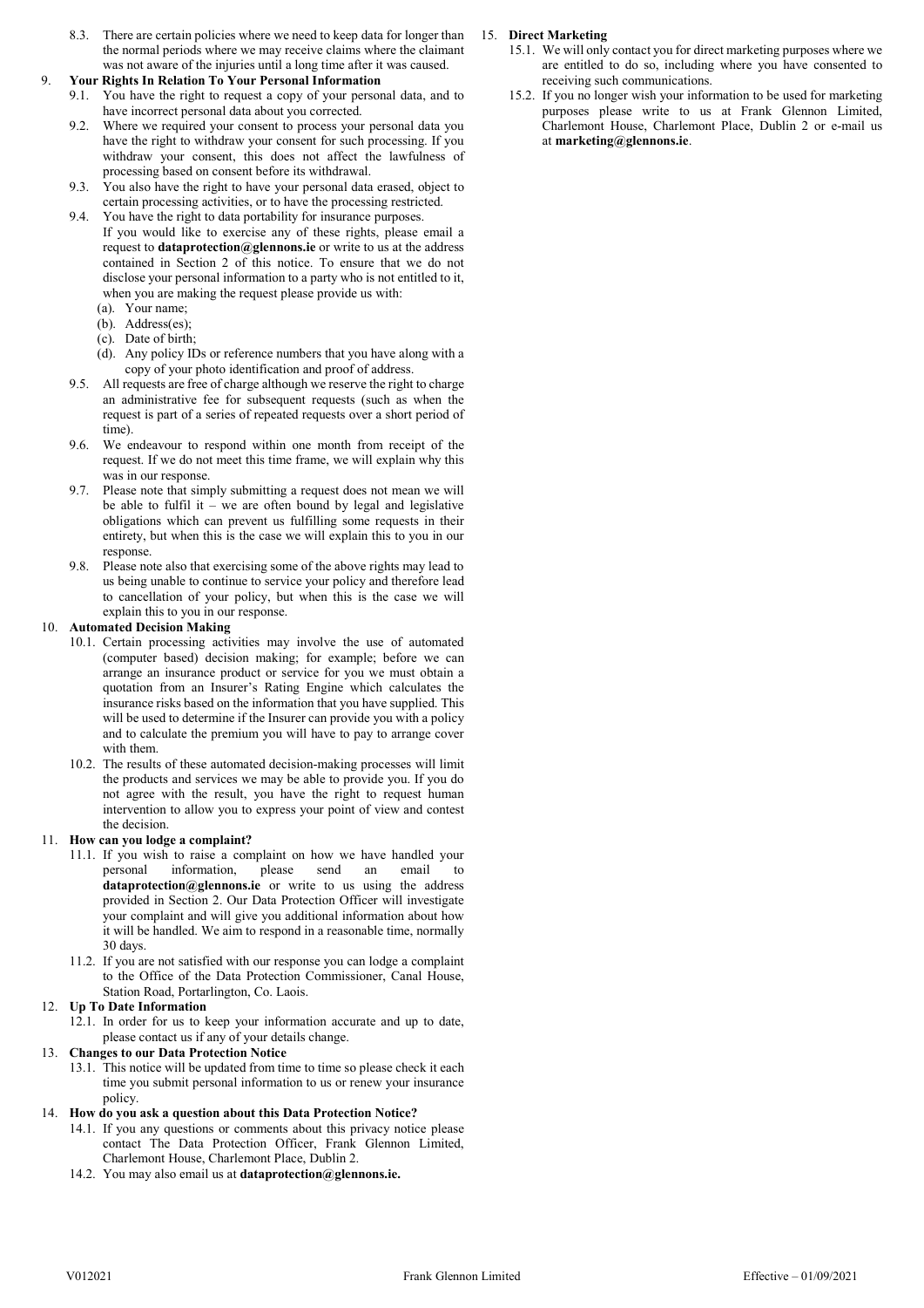8.3. There are certain policies where we need to keep data for longer than the normal periods where we may receive claims where the claimant was not aware of the injuries until a long time after it was caused.

## 9. Your Rights In Relation To Your Personal Information

9.1. You have the right to request a copy of your personal data, and to have incorrect personal data about you corrected.

9.2. Where we required your consent to process your personal data you have the right to withdraw your consent for such processing. If you withdraw your consent, this does not affect the lawfulness of processing based on consent before its withdrawal.

9.3. You also have the right to have your personal data erased, object to certain processing activities, or to have the processing restricted.

9.4. You have the right to data portability for insurance purposes.

If you would like to exercise any of these rights, please email a request to **dataprotection@glennons.ie** or write to us at the address contained in Section 2 of this notice. To ensure that we do not disclose your personal information to a party who is not entitled to it, when you are making the request please provide us with:

(a). Your name;
(b). Address(es);
(c). Date of birth;
(d). Any policy IDs or reference numbers that you have along with a copy of your photo identification and proof of address.

9.5. All requests are free of charge although we reserve the right to charge an administrative fee for subsequent requests (such as when the request is part of a series of repeated requests over a short period of time).

9.6. We endeavour to respond within one month from receipt of the request. If we do not meet this time frame, we will explain why this was in our response.

9.7. Please note that simply submitting a request does not mean we will be able to fulfil it – we are often bound by legal and legislative obligations which can prevent us fulfilling some requests in their entirety, but when this is the case we will explain this to you in our response.

9.8. Please note also that exercising some of the above rights may lead to us being unable to continue to service your policy and therefore lead to cancellation of your policy, but when this is the case we will explain this to you in our response.

## 10. Automated Decision Making

10.1. Certain processing activities may involve the use of automated (computer based) decision making; for example; before we can arrange an insurance product or service for you we must obtain a quotation from an Insurer's Rating Engine which calculates the insurance risks based on the information that you have supplied. This will be used to determine if the Insurer can provide you with a policy and to calculate the premium you will have to pay to arrange cover with them.

10.2. The results of these automated decision-making processes will limit the products and services we may be able to provide you. If you do not agree with the result, you have the right to request human intervention to allow you to express your point of view and contest the decision.

## 11. How can you lodge a complaint?

11.1. If you wish to raise a complaint on how we have handled your personal information, please send an email to **dataprotection@glennons.ie** or write to us using the address provided in Section 2. Our Data Protection Officer will investigate your complaint and will give you additional information about how it will be handled. We aim to respond in a reasonable time, normally 30 days.

11.2. If you are not satisfied with our response you can lodge a complaint to the Office of the Data Protection Commissioner, Canal House, Station Road, Portarlington, Co. Laois.

## 12. Up To Date Information

12.1. In order for us to keep your information accurate and up to date, please contact us if any of your details change.

## 13. Changes to our Data Protection Notice

13.1. This notice will be updated from time to time so please check it each time you submit personal information to us or renew your insurance policy.

## 14. How do you ask a question about this Data Protection Notice?

14.1. If you any questions or comments about this privacy notice please contact The Data Protection Officer, Frank Glennon Limited, Charlemont House, Charlemont Place, Dublin 2.

14.2. You may also email us at **dataprotection@glennons.ie.**

## 15. Direct Marketing

15.1. We will only contact you for direct marketing purposes where we are entitled to do so, including where you have consented to receiving such communications.

15.2. If you no longer wish your information to be used for marketing purposes please write to us at Frank Glennon Limited, Charlemont House, Charlemont Place, Dublin 2 or e-mail us at **marketing@glennons.ie**.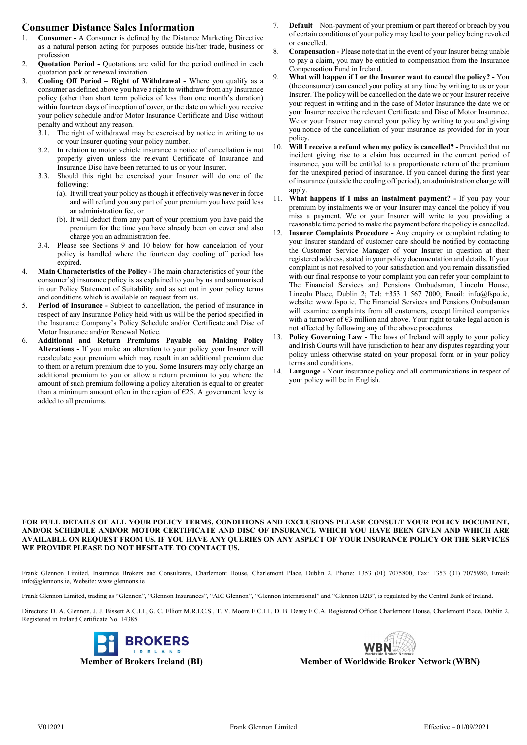## Consumer Distance Sales Information

1. **Consumer -** A Consumer is defined by the Distance Marketing Directive as a natural person acting for purposes outside his/her trade, business or profession
2. **Quotation Period -** Quotations are valid for the period outlined in each quotation pack or renewal invitation.
3. **Cooling Off Period – Right of Withdrawal -** Where you qualify as a consumer as defined above you have a right to withdraw from any Insurance policy (other than short term policies of less than one month's duration) within fourteen days of inception of cover, or the date on which you receive your policy schedule and/or Motor Insurance Certificate and Disc without penalty and without any reason.
   - 3.1. The right of withdrawal may be exercised by notice in writing to us or your Insurer quoting your policy number.
   - 3.2. In relation to motor vehicle insurance a notice of cancellation is not properly given unless the relevant Certificate of Insurance and Insurance Disc have been returned to us or your Insurer.
   - 3.3. Should this right be exercised your Insurer will do one of the following:
     - (a). It will treat your policy as though it effectively was never in force and will refund you any part of your premium you have paid less an administration fee, or
     - (b). It will deduct from any part of your premium you have paid the premium for the time you have already been on cover and also charge you an administration fee.
   - 3.4. Please see Sections 9 and 10 below for how cancelation of your policy is handled where the fourteen day cooling off period has expired.
4. **Main Characteristics of the Policy -** The main characteristics of your (the consumer's) insurance policy is as explained to you by us and summarised in our Policy Statement of Suitability and as set out in your policy terms and conditions which is available on request from us.
5. **Period of Insurance -** Subject to cancellation, the period of insurance in respect of any Insurance Policy held with us will be the period specified in the Insurance Company's Policy Schedule and/or Certificate and Disc of Motor Insurance and/or Renewal Notice.
6. **Additional and Return Premiums Payable on Making Policy Alterations -** If you make an alteration to your policy your Insurer will recalculate your premium which may result in an additional premium due to them or a return premium due to you. Some Insurers may only charge an additional premium to you or allow a return premium to you where the amount of such premium following a policy alteration is equal to or greater than a minimum amount often in the region of €25. A government levy is added to all premiums.
7. **Default –** Non-payment of your premium or part thereof or breach by you of certain conditions of your policy may lead to your policy being revoked or cancelled.
8. **Compensation -** Please note that in the event of your Insurer being unable to pay a claim, you may be entitled to compensation from the Insurance Compensation Fund in Ireland.
9. **What will happen if I or the Insurer want to cancel the policy? -** You (the consumer) can cancel your policy at any time by writing to us or your Insurer. The policy will be cancelled on the date we or your Insurer receive your request in writing and in the case of Motor Insurance the date we or your Insurer receive the relevant Certificate and Disc of Motor Insurance. We or your Insurer may cancel your policy by writing to you and giving you notice of the cancellation of your insurance as provided for in your policy.
10. **Will I receive a refund when my policy is cancelled? -** Provided that no incident giving rise to a claim has occurred in the current period of insurance, you will be entitled to a proportionate return of the premium for the unexpired period of insurance. If you cancel during the first year of insurance (outside the cooling off period), an administration charge will apply.
11. **What happens if I miss an instalment payment? -** If you pay your premium by instalments we or your Insurer may cancel the policy if you miss a payment. We or your Insurer will write to you providing a reasonable time period to make the payment before the policy is cancelled.
12. **Insurer Complaints Procedure -** Any enquiry or complaint relating to your Insurer standard of customer care should be notified by contacting the Customer Service Manager of your Insurer in question at their registered address, stated in your policy documentation and details. If your complaint is not resolved to your satisfaction and you remain dissatisfied with our final response to your complaint you can refer your complaint to The Financial Services and Pensions Ombudsman, Lincoln House, Lincoln Place, Dublin 2; Tel: +353 1 567 7000; Email: info@fspo.ie, website: www.fspo.ie. The Financial Services and Pensions Ombudsman will examine complaints from all customers, except limited companies with a turnover of €3 million and above. Your right to take legal action is not affected by following any of the above procedures
13. **Policy Governing Law -** The laws of Ireland will apply to your policy and Irish Courts will have jurisdiction to hear any disputes regarding your policy unless otherwise stated on your proposal form or in your policy terms and conditions.
14. **Language -** Your insurance policy and all communications in respect of your policy will be in English.

**FOR FULL DETAILS OF ALL YOUR POLICY TERMS, CONDITIONS AND EXCLUSIONS PLEASE CONSULT YOUR POLICY DOCUMENT, AND/OR SCHEDULE AND/OR MOTOR CERTIFICATE AND DISC OF INSURANCE WHICH YOU HAVE BEEN GIVEN AND WHICH ARE AVAILABLE ON REQUEST FROM US. IF YOU HAVE ANY QUERIES ON ANY ASPECT OF YOUR INSURANCE POLICY OR THE SERVICES WE PROVIDE PLEASE DO NOT HESITATE TO CONTACT US.**

Frank Glennon Limited, Insurance Brokers and Consultants, Charlemont House, Charlemont Place, Dublin 2. Phone: +353 (01) 7075800, Fax: +353 (01) 7075980, Email: info@glennons.ie, Website: www.glennons.ie

Frank Glennon Limited, trading as "Glennon", "Glennon Insurances", "AIC Glennon", "Glennon International" and "Glennon B2B", is regulated by the Central Bank of Ireland.

Directors: D. A. Glennon, J. J. Bissett A.C.I.I., G. C. Elliott M.R.I.C.S., T. V. Moore F.C.I.I., D. B. Deasy F.C.A. Registered Office: Charlemont House, Charlemont Place, Dublin 2. Registered in Ireland Certificate No. 14385.

BROKERS IRELAND

**Member of Brokers Ireland (BI)**

WBN Worldwide Broker Network

**Member of Worldwide Broker Network (WBN)**

V012021 Frank Glennon Limited Effective – 01/09/2021